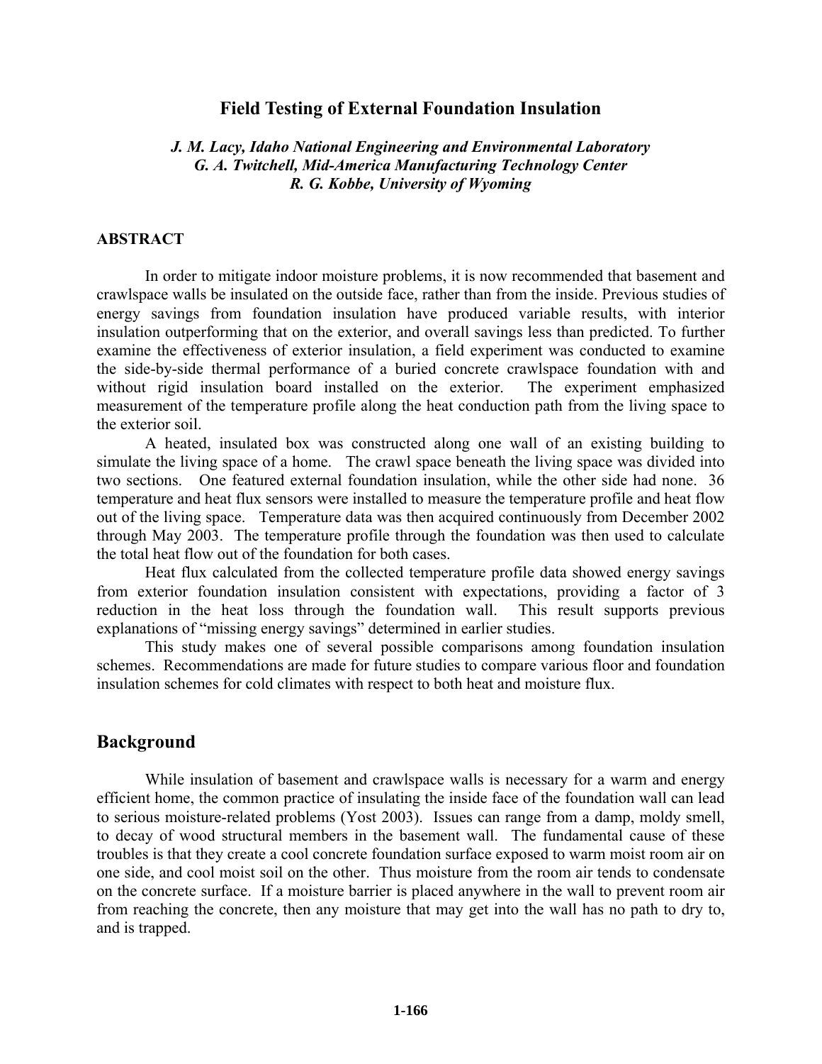# Field Testing of External Foundation Insulation

*J. M. Lacy, Idaho National Engineering and Environmental Laboratory*
*G. A. Twitchell, Mid-America Manufacturing Technology Center*
*R. G. Kobbe, University of Wyoming*

### ABSTRACT

In order to mitigate indoor moisture problems, it is now recommended that basement and crawlspace walls be insulated on the outside face, rather than from the inside. Previous studies of energy savings from foundation insulation have produced variable results, with interior insulation outperforming that on the exterior, and overall savings less than predicted. To further examine the effectiveness of exterior insulation, a field experiment was conducted to examine the side-by-side thermal performance of a buried concrete crawlspace foundation with and without rigid insulation board installed on the exterior. The experiment emphasized measurement of the temperature profile along the heat conduction path from the living space to the exterior soil.

A heated, insulated box was constructed along one wall of an existing building to simulate the living space of a home. The crawl space beneath the living space was divided into two sections. One featured external foundation insulation, while the other side had none. 36 temperature and heat flux sensors were installed to measure the temperature profile and heat flow out of the living space. Temperature data was then acquired continuously from December 2002 through May 2003. The temperature profile through the foundation was then used to calculate the total heat flow out of the foundation for both cases.

Heat flux calculated from the collected temperature profile data showed energy savings from exterior foundation insulation consistent with expectations, providing a factor of 3 reduction in the heat loss through the foundation wall. This result supports previous explanations of "missing energy savings" determined in earlier studies.

This study makes one of several possible comparisons among foundation insulation schemes. Recommendations are made for future studies to compare various floor and foundation insulation schemes for cold climates with respect to both heat and moisture flux.

## Background

While insulation of basement and crawlspace walls is necessary for a warm and energy efficient home, the common practice of insulating the inside face of the foundation wall can lead to serious moisture-related problems (Yost 2003). Issues can range from a damp, moldy smell, to decay of wood structural members in the basement wall. The fundamental cause of these troubles is that they create a cool concrete foundation surface exposed to warm moist room air on one side, and cool moist soil on the other. Thus moisture from the room air tends to condensate on the concrete surface. If a moisture barrier is placed anywhere in the wall to prevent room air from reaching the concrete, then any moisture that may get into the wall has no path to dry to, and is trapped.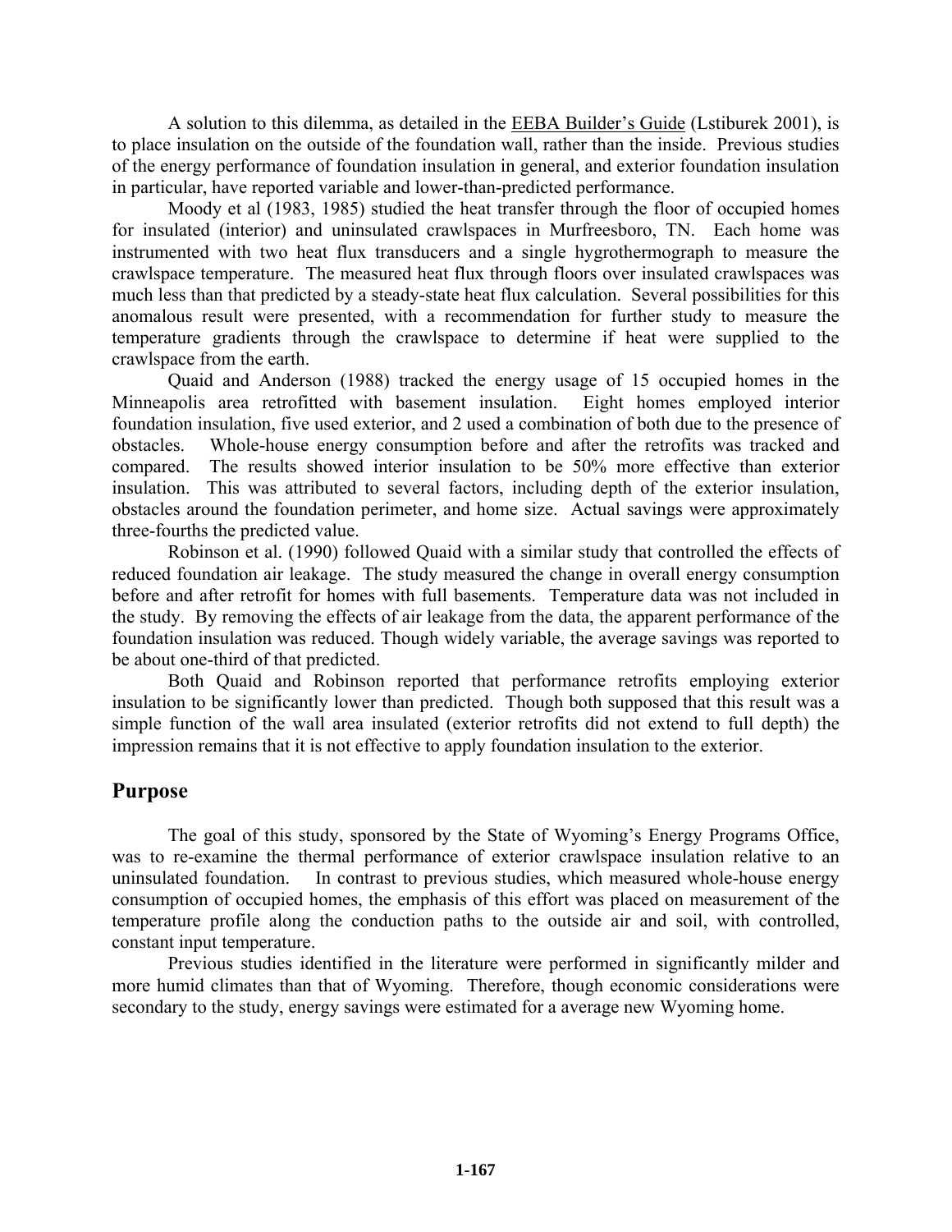A solution to this dilemma, as detailed in the EEBA Builder's Guide (Lstiburek 2001), is to place insulation on the outside of the foundation wall, rather than the inside. Previous studies of the energy performance of foundation insulation in general, and exterior foundation insulation in particular, have reported variable and lower-than-predicted performance.

Moody et al (1983, 1985) studied the heat transfer through the floor of occupied homes for insulated (interior) and uninsulated crawlspaces in Murfreesboro, TN. Each home was instrumented with two heat flux transducers and a single hygrothermograph to measure the crawlspace temperature. The measured heat flux through floors over insulated crawlspaces was much less than that predicted by a steady-state heat flux calculation. Several possibilities for this anomalous result were presented, with a recommendation for further study to measure the temperature gradients through the crawlspace to determine if heat were supplied to the crawlspace from the earth.

Quaid and Anderson (1988) tracked the energy usage of 15 occupied homes in the Minneapolis area retrofitted with basement insulation. Eight homes employed interior foundation insulation, five used exterior, and 2 used a combination of both due to the presence of obstacles. Whole-house energy consumption before and after the retrofits was tracked and compared. The results showed interior insulation to be 50% more effective than exterior insulation. This was attributed to several factors, including depth of the exterior insulation, obstacles around the foundation perimeter, and home size. Actual savings were approximately three-fourths the predicted value.

Robinson et al. (1990) followed Quaid with a similar study that controlled the effects of reduced foundation air leakage. The study measured the change in overall energy consumption before and after retrofit for homes with full basements. Temperature data was not included in the study. By removing the effects of air leakage from the data, the apparent performance of the foundation insulation was reduced. Though widely variable, the average savings was reported to be about one-third of that predicted.

Both Quaid and Robinson reported that performance retrofits employing exterior insulation to be significantly lower than predicted. Though both supposed that this result was a simple function of the wall area insulated (exterior retrofits did not extend to full depth) the impression remains that it is not effective to apply foundation insulation to the exterior.

## Purpose

The goal of this study, sponsored by the State of Wyoming's Energy Programs Office, was to re-examine the thermal performance of exterior crawlspace insulation relative to an uninsulated foundation. In contrast to previous studies, which measured whole-house energy consumption of occupied homes, the emphasis of this effort was placed on measurement of the temperature profile along the conduction paths to the outside air and soil, with controlled, constant input temperature.

Previous studies identified in the literature were performed in significantly milder and more humid climates than that of Wyoming. Therefore, though economic considerations were secondary to the study, energy savings were estimated for a average new Wyoming home.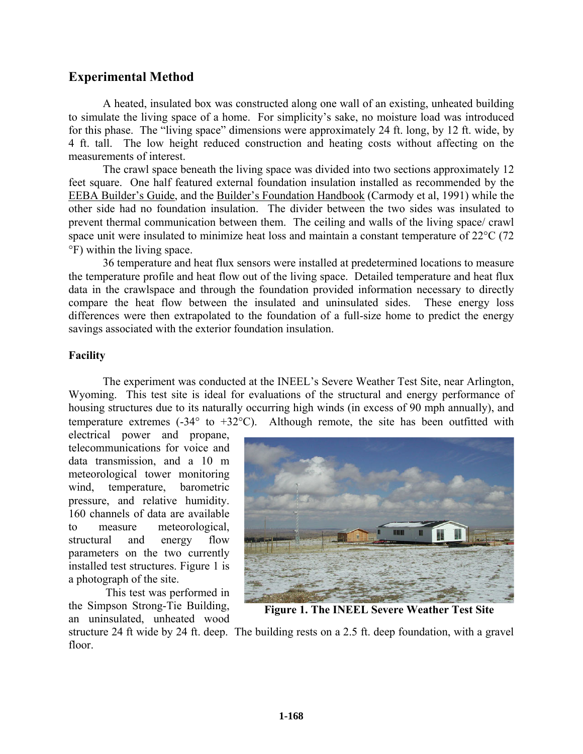## Experimental Method

A heated, insulated box was constructed along one wall of an existing, unheated building to simulate the living space of a home. For simplicity's sake, no moisture load was introduced for this phase. The "living space" dimensions were approximately 24 ft. long, by 12 ft. wide, by 4 ft. tall. The low height reduced construction and heating costs without affecting on the measurements of interest.

The crawl space beneath the living space was divided into two sections approximately 12 feet square. One half featured external foundation insulation installed as recommended by the EEBA Builder's Guide, and the Builder's Foundation Handbook (Carmody et al, 1991) while the other side had no foundation insulation. The divider between the two sides was insulated to prevent thermal communication between them. The ceiling and walls of the living space/ crawl space unit were insulated to minimize heat loss and maintain a constant temperature of 22°C (72 °F) within the living space.

36 temperature and heat flux sensors were installed at predetermined locations to measure the temperature profile and heat flow out of the living space. Detailed temperature and heat flux data in the crawlspace and through the foundation provided information necessary to directly compare the heat flow between the insulated and uninsulated sides. These energy loss differences were then extrapolated to the foundation of a full-size home to predict the energy savings associated with the exterior foundation insulation.

### Facility

The experiment was conducted at the INEEL's Severe Weather Test Site, near Arlington, Wyoming. This test site is ideal for evaluations of the structural and energy performance of housing structures due to its naturally occurring high winds (in excess of 90 mph annually), and temperature extremes (-34° to +32°C). Although remote, the site has been outfitted with electrical power and propane, telecommunications for voice and data transmission, and a 10 m meteorological tower monitoring wind, temperature, barometric pressure, and relative humidity. 160 channels of data are available to measure meteorological, structural and energy flow parameters on the two currently installed test structures. Figure 1 is a photograph of the site.

**Figure 1. The INEEL Severe Weather Test Site**

This test was performed in the Simpson Strong-Tie Building, an uninsulated, unheated wood structure 24 ft wide by 24 ft. deep. The building rests on a 2.5 ft. deep foundation, with a gravel floor.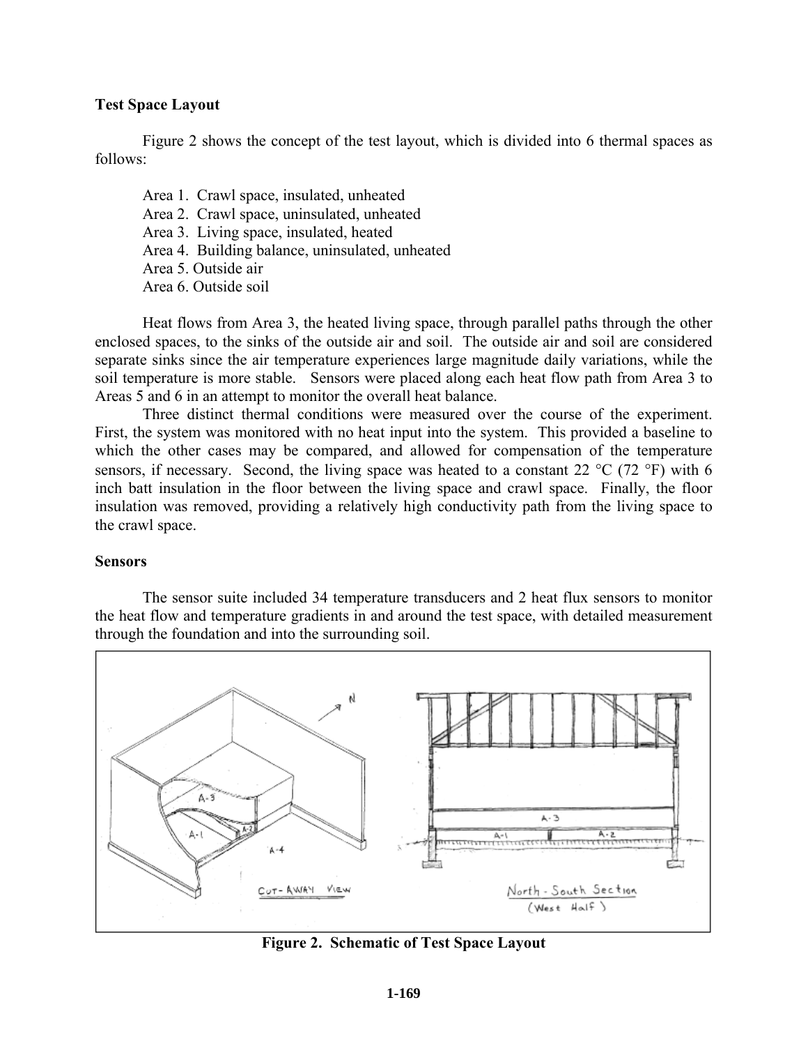## Test Space Layout

Figure 2 shows the concept of the test layout, which is divided into 6 thermal spaces as follows:

Area 1. Crawl space, insulated, unheated
Area 2. Crawl space, uninsulated, unheated
Area 3. Living space, insulated, heated
Area 4. Building balance, uninsulated, unheated
Area 5. Outside air
Area 6. Outside soil

Heat flows from Area 3, the heated living space, through parallel paths through the other enclosed spaces, to the sinks of the outside air and soil. The outside air and soil are considered separate sinks since the air temperature experiences large magnitude daily variations, while the soil temperature is more stable. Sensors were placed along each heat flow path from Area 3 to Areas 5 and 6 in an attempt to monitor the overall heat balance.

Three distinct thermal conditions were measured over the course of the experiment. First, the system was monitored with no heat input into the system. This provided a baseline to which the other cases may be compared, and allowed for compensation of the temperature sensors, if necessary. Second, the living space was heated to a constant 22 °C (72 °F) with 6 inch batt insulation in the floor between the living space and crawl space. Finally, the floor insulation was removed, providing a relatively high conductivity path from the living space to the crawl space.

## Sensors

The sensor suite included 34 temperature transducers and 2 heat flux sensors to monitor the heat flow and temperature gradients in and around the test space, with detailed measurement through the foundation and into the surrounding soil.

**Figure 2. Schematic of Test Space Layout**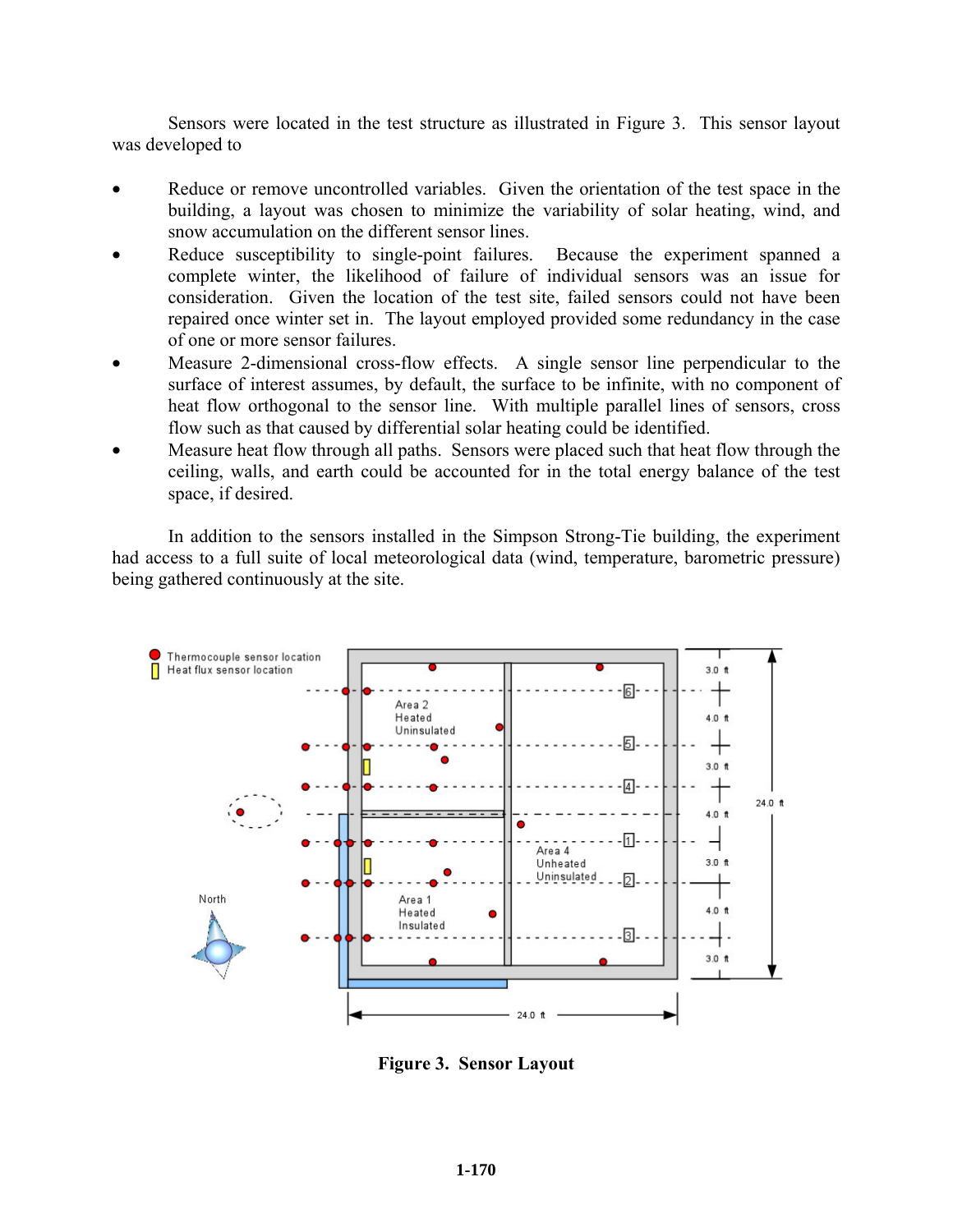Sensors were located in the test structure as illustrated in Figure 3. This sensor layout was developed to

- Reduce or remove uncontrolled variables. Given the orientation of the test space in the building, a layout was chosen to minimize the variability of solar heating, wind, and snow accumulation on the different sensor lines.
- Reduce susceptibility to single-point failures. Because the experiment spanned a complete winter, the likelihood of failure of individual sensors was an issue for consideration. Given the location of the test site, failed sensors could not have been repaired once winter set in. The layout employed provided some redundancy in the case of one or more sensor failures.
- Measure 2-dimensional cross-flow effects. A single sensor line perpendicular to the surface of interest assumes, by default, the surface to be infinite, with no component of heat flow orthogonal to the sensor line. With multiple parallel lines of sensors, cross flow such as that caused by differential solar heating could be identified.
- Measure heat flow through all paths. Sensors were placed such that heat flow through the ceiling, walls, and earth could be accounted for in the total energy balance of the test space, if desired.

In addition to the sensors installed in the Simpson Strong-Tie building, the experiment had access to a full suite of local meteorological data (wind, temperature, barometric pressure) being gathered continuously at the site.

**Figure 3. Sensor Layout**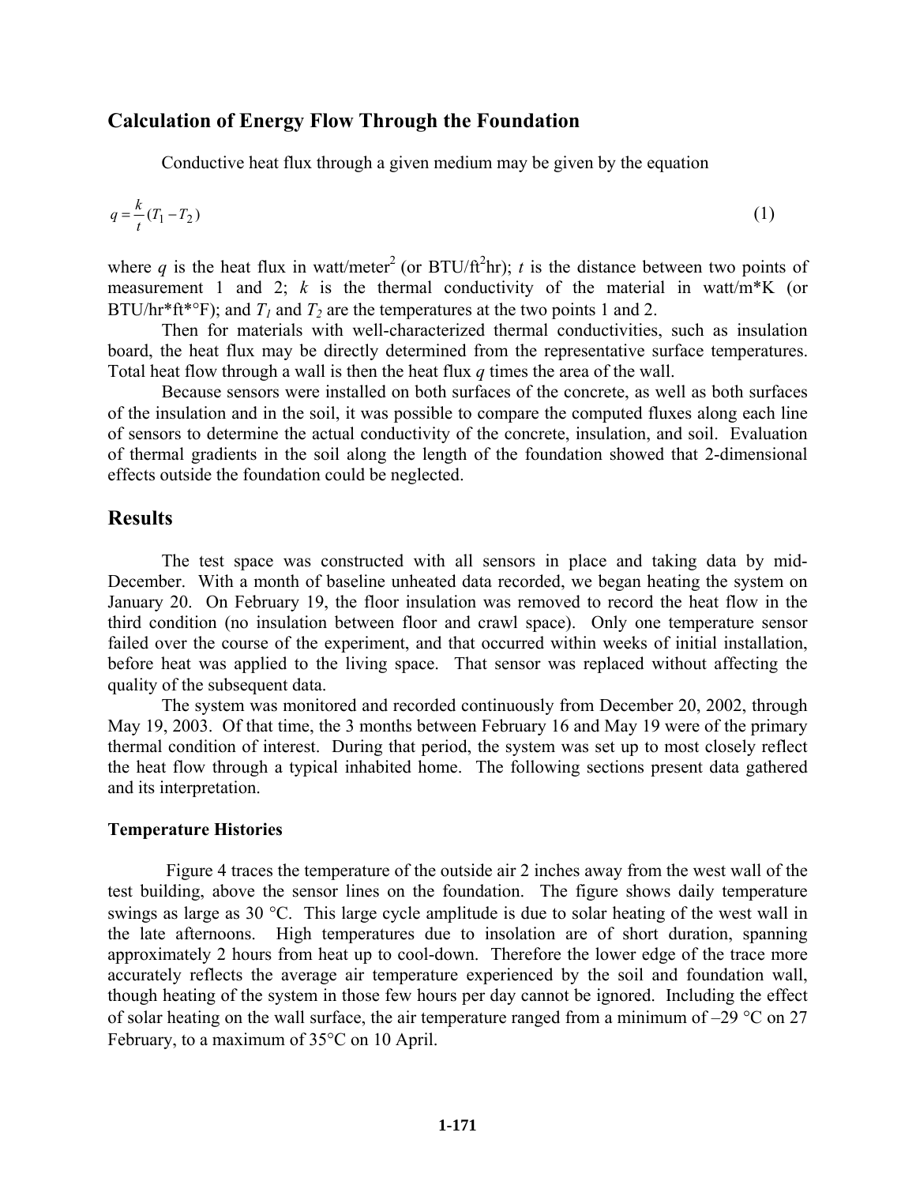## Calculation of Energy Flow Through the Foundation

Conductive heat flux through a given medium may be given by the equation

$$q = \frac{k}{t}(T_1 - T_2) \tag{1}$$

where $q$ is the heat flux in watt/meter$^2$ (or BTU/ft$^2$hr); $t$ is the distance between two points of measurement 1 and 2; $k$ is the thermal conductivity of the material in watt/m*K (or BTU/hr*ft*°F); and $T_1$ and $T_2$ are the temperatures at the two points 1 and 2.

Then for materials with well-characterized thermal conductivities, such as insulation board, the heat flux may be directly determined from the representative surface temperatures. Total heat flow through a wall is then the heat flux $q$ times the area of the wall.

Because sensors were installed on both surfaces of the concrete, as well as both surfaces of the insulation and in the soil, it was possible to compare the computed fluxes along each line of sensors to determine the actual conductivity of the concrete, insulation, and soil. Evaluation of thermal gradients in the soil along the length of the foundation showed that 2-dimensional effects outside the foundation could be neglected.

## Results

The test space was constructed with all sensors in place and taking data by mid-December. With a month of baseline unheated data recorded, we began heating the system on January 20. On February 19, the floor insulation was removed to record the heat flow in the third condition (no insulation between floor and crawl space). Only one temperature sensor failed over the course of the experiment, and that occurred within weeks of initial installation, before heat was applied to the living space. That sensor was replaced without affecting the quality of the subsequent data.

The system was monitored and recorded continuously from December 20, 2002, through May 19, 2003. Of that time, the 3 months between February 16 and May 19 were of the primary thermal condition of interest. During that period, the system was set up to most closely reflect the heat flow through a typical inhabited home. The following sections present data gathered and its interpretation.

### Temperature Histories

Figure 4 traces the temperature of the outside air 2 inches away from the west wall of the test building, above the sensor lines on the foundation. The figure shows daily temperature swings as large as 30 °C. This large cycle amplitude is due to solar heating of the west wall in the late afternoons. High temperatures due to insolation are of short duration, spanning approximately 2 hours from heat up to cool-down. Therefore the lower edge of the trace more accurately reflects the average air temperature experienced by the soil and foundation wall, though heating of the system in those few hours per day cannot be ignored. Including the effect of solar heating on the wall surface, the air temperature ranged from a minimum of –29 °C on 27 February, to a maximum of 35°C on 10 April.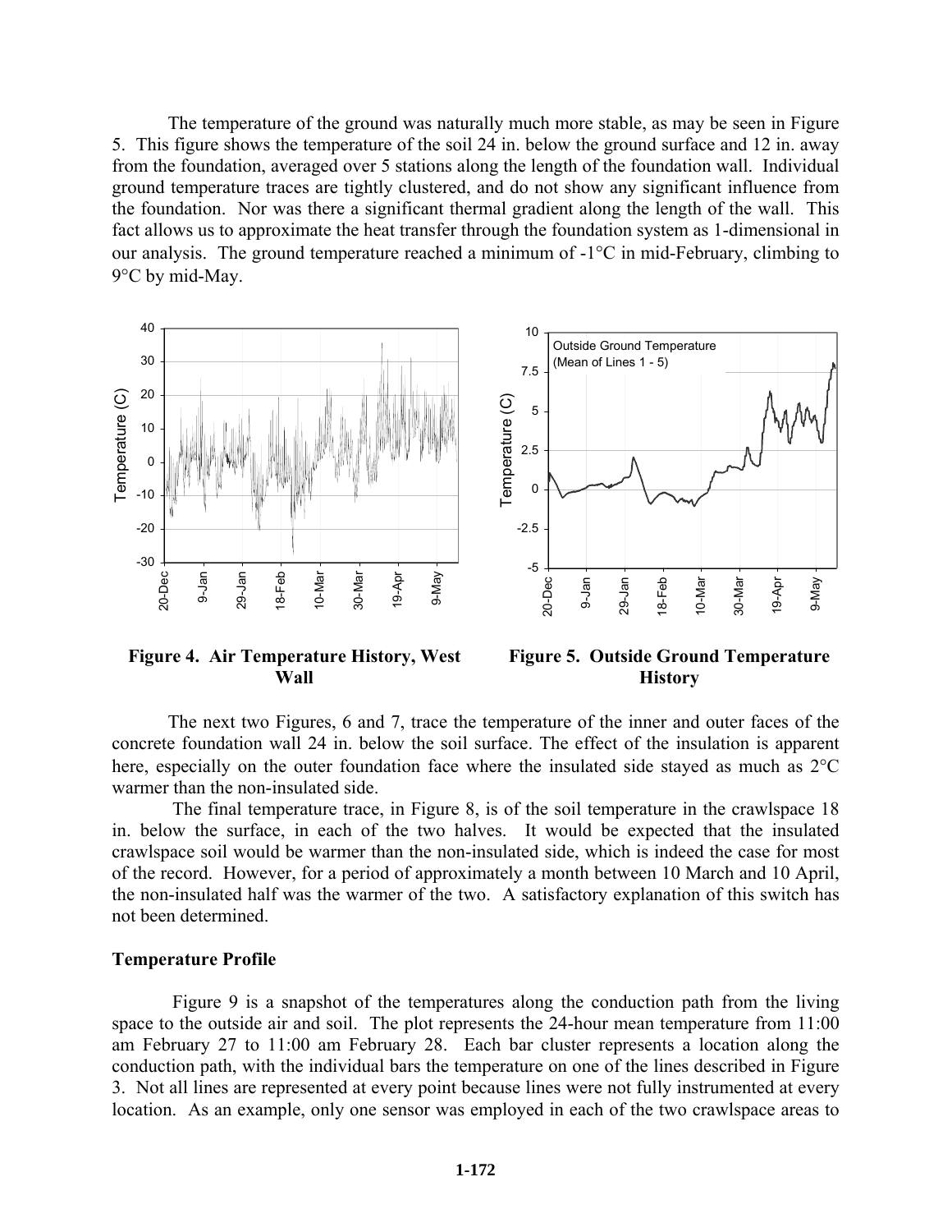The temperature of the ground was naturally much more stable, as may be seen in Figure 5. This figure shows the temperature of the soil 24 in. below the ground surface and 12 in. away from the foundation, averaged over 5 stations along the length of the foundation wall. Individual ground temperature traces are tightly clustered, and do not show any significant influence from the foundation. Nor was there a significant thermal gradient along the length of the wall. This fact allows us to approximate the heat transfer through the foundation system as 1-dimensional in our analysis. The ground temperature reached a minimum of -1°C in mid-February, climbing to 9°C by mid-May.

**Figure 4. Air Temperature History, West Wall**

**Figure 5. Outside Ground Temperature History**

The next two Figures, 6 and 7, trace the temperature of the inner and outer faces of the concrete foundation wall 24 in. below the soil surface. The effect of the insulation is apparent here, especially on the outer foundation face where the insulated side stayed as much as 2°C warmer than the non-insulated side.

The final temperature trace, in Figure 8, is of the soil temperature in the crawlspace 18 in. below the surface, in each of the two halves. It would be expected that the insulated crawlspace soil would be warmer than the non-insulated side, which is indeed the case for most of the record. However, for a period of approximately a month between 10 March and 10 April, the non-insulated half was the warmer of the two. A satisfactory explanation of this switch has not been determined.

### Temperature Profile

Figure 9 is a snapshot of the temperatures along the conduction path from the living space to the outside air and soil. The plot represents the 24-hour mean temperature from 11:00 am February 27 to 11:00 am February 28. Each bar cluster represents a location along the conduction path, with the individual bars the temperature on one of the lines described in Figure 3. Not all lines are represented at every point because lines were not fully instrumented at every location. As an example, only one sensor was employed in each of the two crawlspace areas to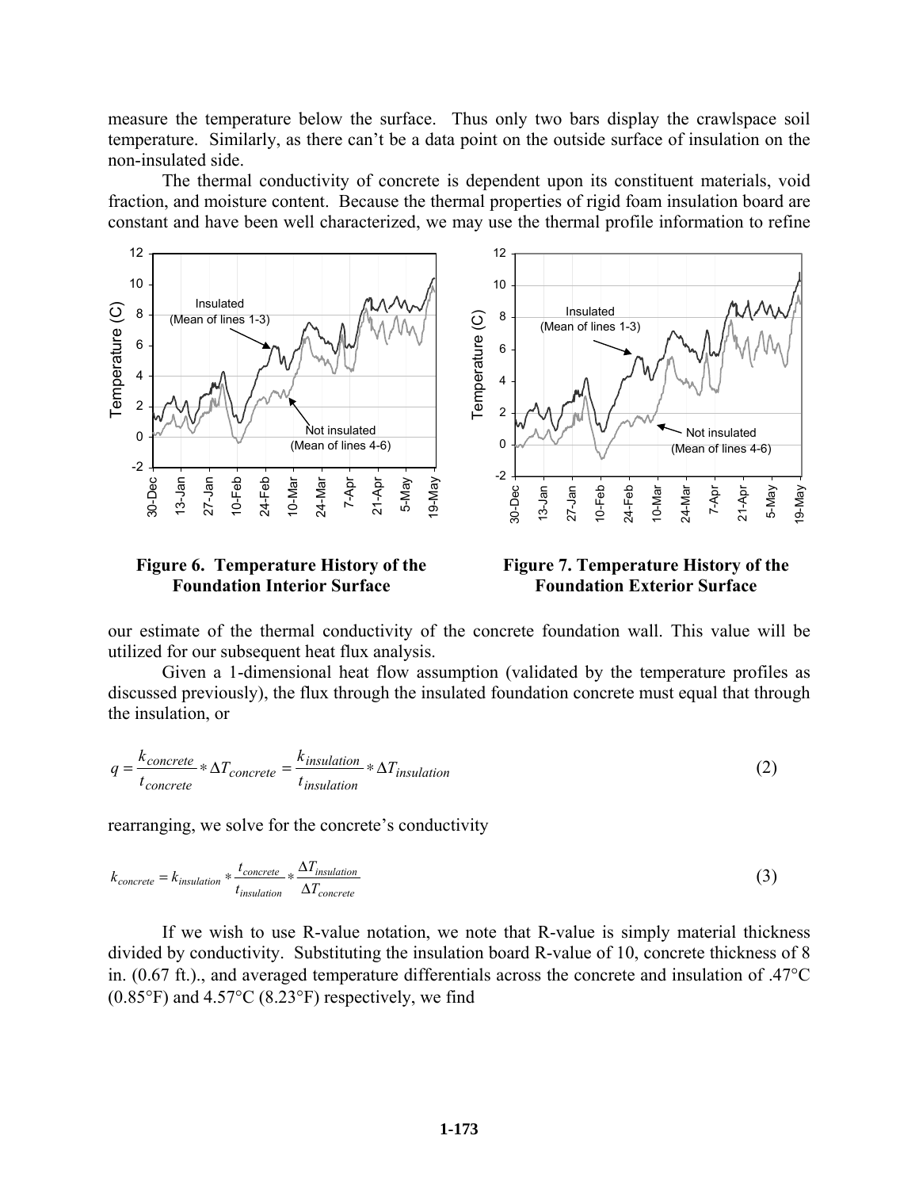measure the temperature below the surface. Thus only two bars display the crawlspace soil temperature. Similarly, as there can't be a data point on the outside surface of insulation on the non-insulated side.

The thermal conductivity of concrete is dependent upon its constituent materials, void fraction, and moisture content. Because the thermal properties of rigid foam insulation board are constant and have been well characterized, we may use the thermal profile information to refine

**Figure 6. Temperature History of the Foundation Interior Surface**

**Figure 7. Temperature History of the Foundation Exterior Surface**

our estimate of the thermal conductivity of the concrete foundation wall. This value will be utilized for our subsequent heat flux analysis.

Given a 1-dimensional heat flow assumption (validated by the temperature profiles as discussed previously), the flux through the insulated foundation concrete must equal that through the insulation, or

$$q = \frac{k_{concrete}}{t_{concrete}} * \Delta T_{concrete} = \frac{k_{insulation}}{t_{insulation}} * \Delta T_{insulation} \tag{2}$$

rearranging, we solve for the concrete's conductivity

$$k_{concrete} = k_{insulation} * \frac{t_{concrete}}{t_{insulation}} * \frac{\Delta T_{insulation}}{\Delta T_{concrete}} \tag{3}$$

If we wish to use R-value notation, we note that R-value is simply material thickness divided by conductivity. Substituting the insulation board R-value of 10, concrete thickness of 8 in. (0.67 ft.)., and averaged temperature differentials across the concrete and insulation of .47°C (0.85°F) and 4.57°C (8.23°F) respectively, we find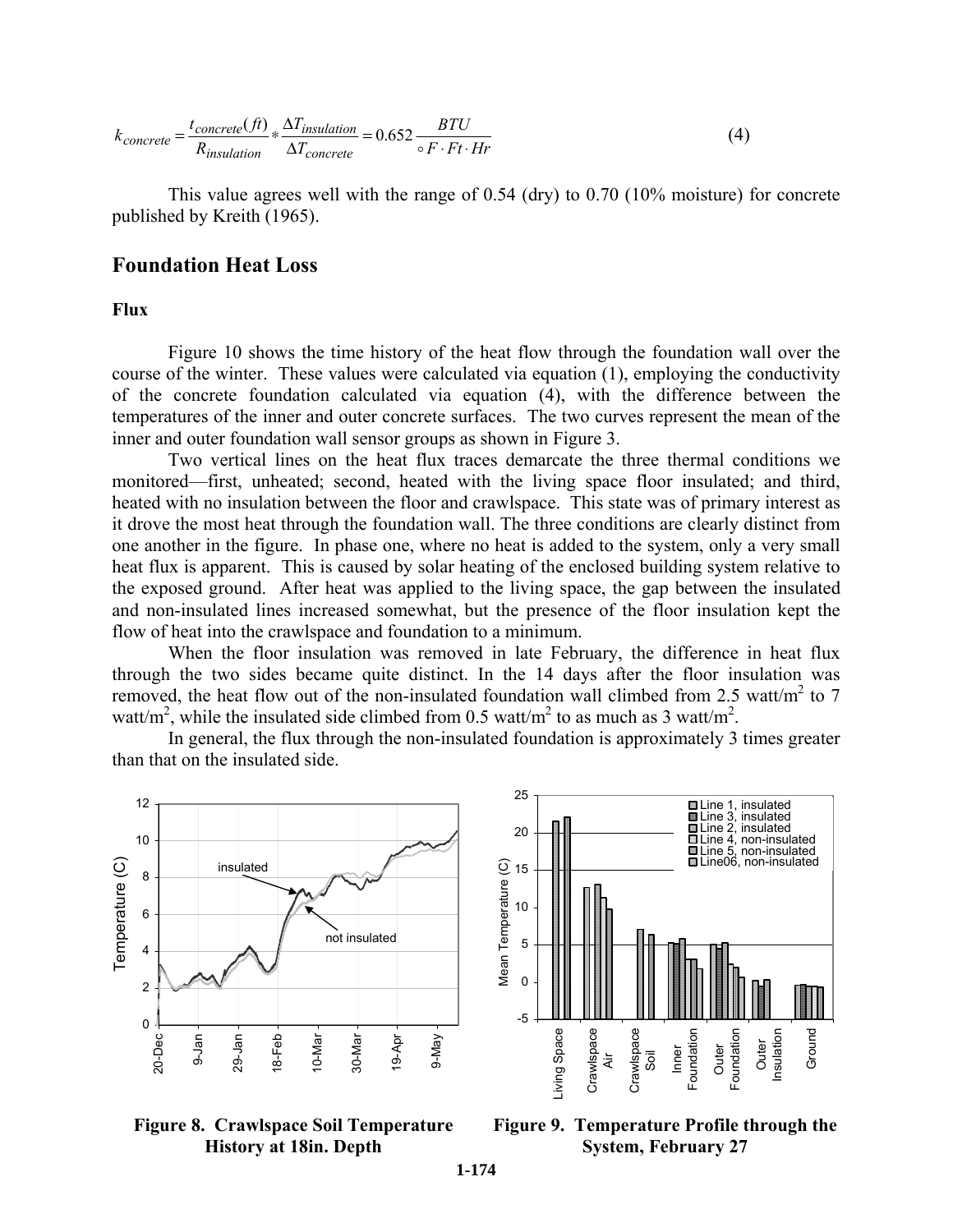$$k_{concrete} = \frac{t_{concrete}(ft)}{R_{insulation}} * \frac{\Delta T_{insulation}}{\Delta T_{concrete}} = 0.652 \frac{BTU}{\circ F \cdot Ft \cdot Hr} \tag{4}$$

This value agrees well with the range of 0.54 (dry) to 0.70 (10% moisture) for concrete published by Kreith (1965).

## Foundation Heat Loss

### Flux

Figure 10 shows the time history of the heat flow through the foundation wall over the course of the winter. These values were calculated via equation (1), employing the conductivity of the concrete foundation calculated via equation (4), with the difference between the temperatures of the inner and outer concrete surfaces. The two curves represent the mean of the inner and outer foundation wall sensor groups as shown in Figure 3.

Two vertical lines on the heat flux traces demarcate the three thermal conditions we monitored—first, unheated; second, heated with the living space floor insulated; and third, heated with no insulation between the floor and crawlspace. This state was of primary interest as it drove the most heat through the foundation wall. The three conditions are clearly distinct from one another in the figure. In phase one, where no heat is added to the system, only a very small heat flux is apparent. This is caused by solar heating of the enclosed building system relative to the exposed ground. After heat was applied to the living space, the gap between the insulated and non-insulated lines increased somewhat, but the presence of the floor insulation kept the flow of heat into the crawlspace and foundation to a minimum.

When the floor insulation was removed in late February, the difference in heat flux through the two sides became quite distinct. In the 14 days after the floor insulation was removed, the heat flow out of the non-insulated foundation wall climbed from 2.5 watt/m$^2$ to 7 watt/m$^2$, while the insulated side climbed from 0.5 watt/m$^2$ to as much as 3 watt/m$^2$.

In general, the flux through the non-insulated foundation is approximately 3 times greater than that on the insulated side.

**Figure 8. Crawlspace Soil Temperature History at 18in. Depth**

**Figure 9. Temperature Profile through the System, February 27**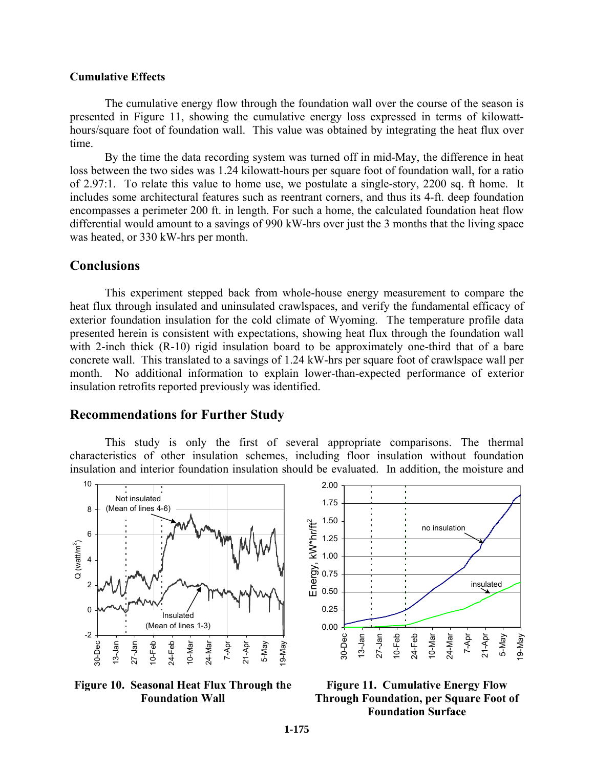**Cumulative Effects**

The cumulative energy flow through the foundation wall over the course of the season is presented in Figure 11, showing the cumulative energy loss expressed in terms of kilowatt-hours/square foot of foundation wall. This value was obtained by integrating the heat flux over time.

By the time the data recording system was turned off in mid-May, the difference in heat loss between the two sides was 1.24 kilowatt-hours per square foot of foundation wall, for a ratio of 2.97:1. To relate this value to home use, we postulate a single-story, 2200 sq. ft home. It includes some architectural features such as reentrant corners, and thus its 4-ft. deep foundation encompasses a perimeter 200 ft. in length. For such a home, the calculated foundation heat flow differential would amount to a savings of 990 kW-hrs over just the 3 months that the living space was heated, or 330 kW-hrs per month.

## Conclusions

This experiment stepped back from whole-house energy measurement to compare the heat flux through insulated and uninsulated crawlspaces, and verify the fundamental efficacy of exterior foundation insulation for the cold climate of Wyoming. The temperature profile data presented herein is consistent with expectations, showing heat flux through the foundation wall with 2-inch thick (R-10) rigid insulation board to be approximately one-third that of a bare concrete wall. This translated to a savings of 1.24 kW-hrs per square foot of crawlspace wall per month. No additional information to explain lower-than-expected performance of exterior insulation retrofits reported previously was identified.

## Recommendations for Further Study

This study is only the first of several appropriate comparisons. The thermal characteristics of other insulation schemes, including floor insulation without foundation insulation and interior foundation insulation should be evaluated. In addition, the moisture and

**Figure 10. Seasonal Heat Flux Through the Foundation Wall**

**Figure 11. Cumulative Energy Flow Through Foundation, per Square Foot of Foundation Surface**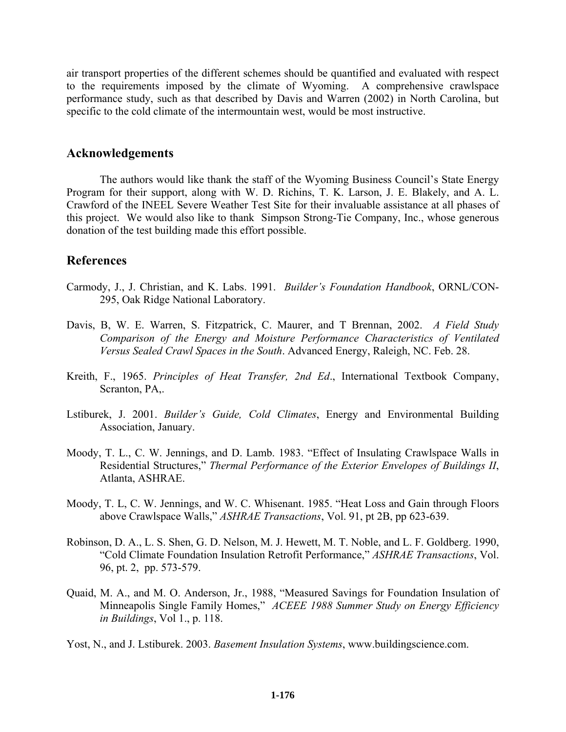air transport properties of the different schemes should be quantified and evaluated with respect to the requirements imposed by the climate of Wyoming. A comprehensive crawlspace performance study, such as that described by Davis and Warren (2002) in North Carolina, but specific to the cold climate of the intermountain west, would be most instructive.

## Acknowledgements

The authors would like thank the staff of the Wyoming Business Council's State Energy Program for their support, along with W. D. Richins, T. K. Larson, J. E. Blakely, and A. L. Crawford of the INEEL Severe Weather Test Site for their invaluable assistance at all phases of this project. We would also like to thank Simpson Strong-Tie Company, Inc., whose generous donation of the test building made this effort possible.

## References

Carmody, J., J. Christian, and K. Labs. 1991. *Builder's Foundation Handbook*, ORNL/CON-295, Oak Ridge National Laboratory.

Davis, B, W. E. Warren, S. Fitzpatrick, C. Maurer, and T Brennan, 2002. *A Field Study Comparison of the Energy and Moisture Performance Characteristics of Ventilated Versus Sealed Crawl Spaces in the South*. Advanced Energy, Raleigh, NC. Feb. 28.

Kreith, F., 1965. *Principles of Heat Transfer, 2nd Ed*., International Textbook Company, Scranton, PA,.

Lstiburek, J. 2001. *Builder's Guide, Cold Climates*, Energy and Environmental Building Association, January.

Moody, T. L., C. W. Jennings, and D. Lamb. 1983. "Effect of Insulating Crawlspace Walls in Residential Structures," *Thermal Performance of the Exterior Envelopes of Buildings II*, Atlanta, ASHRAE.

Moody, T. L, C. W. Jennings, and W. C. Whisenant. 1985. "Heat Loss and Gain through Floors above Crawlspace Walls," *ASHRAE Transactions*, Vol. 91, pt 2B, pp 623-639.

Robinson, D. A., L. S. Shen, G. D. Nelson, M. J. Hewett, M. T. Noble, and L. F. Goldberg. 1990, "Cold Climate Foundation Insulation Retrofit Performance," *ASHRAE Transactions*, Vol. 96, pt. 2, pp. 573-579.

Quaid, M. A., and M. O. Anderson, Jr., 1988, "Measured Savings for Foundation Insulation of Minneapolis Single Family Homes," *ACEEE 1988 Summer Study on Energy Efficiency in Buildings*, Vol 1., p. 118.

Yost, N., and J. Lstiburek. 2003. *Basement Insulation Systems*, www.buildingscience.com.